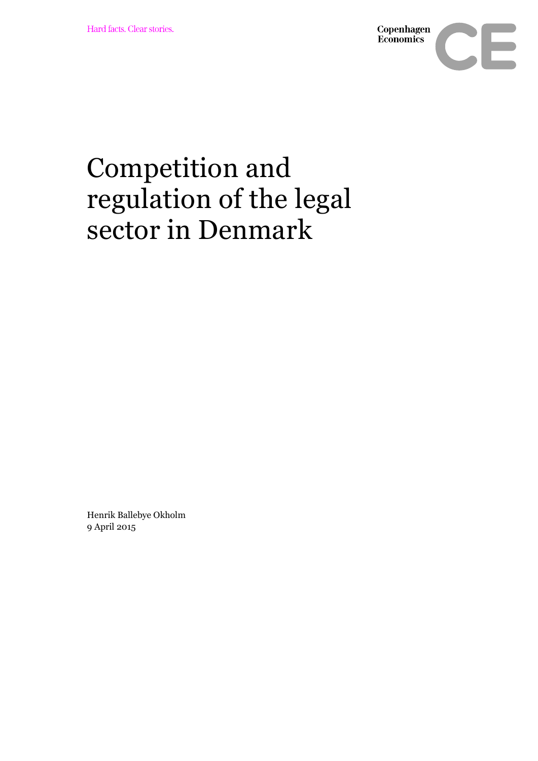Hard facts. Clear stories.

Copenhagen Economics

# Competition and regulation of the legal sector in Denmark

Henrik Ballebye Okholm
9 April 2015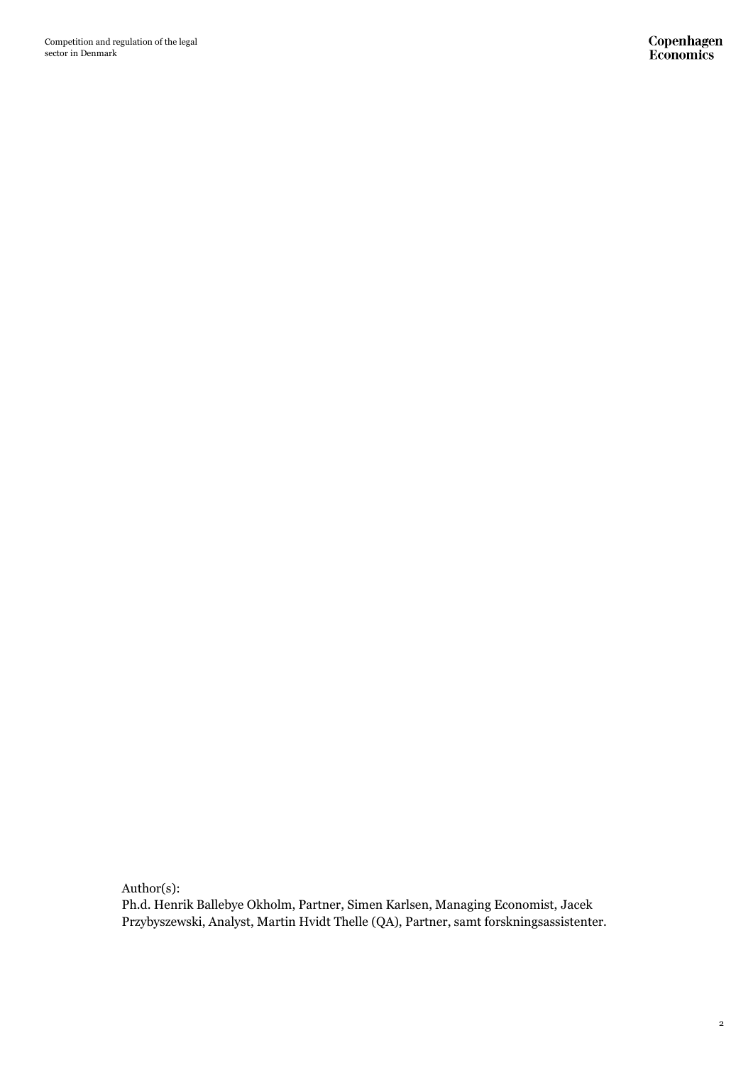Author(s):

Ph.d. Henrik Ballebye Okholm, Partner, Simen Karlsen, Managing Economist, Jacek Przybyszewski, Analyst, Martin Hvidt Thelle (QA), Partner, samt forskningsassistenter.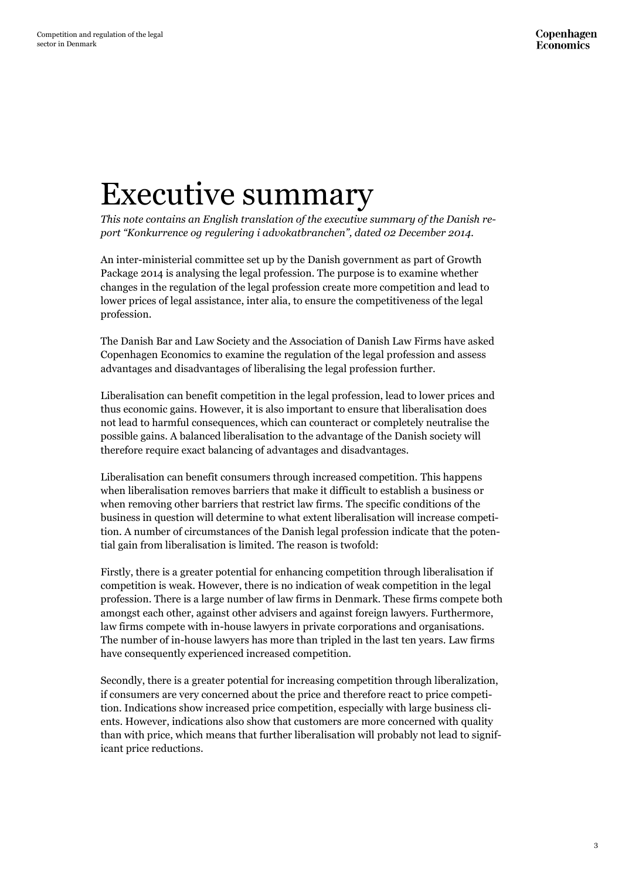# Executive summary

*This note contains an English translation of the executive summary of the Danish report "Konkurrence og regulering i advokatbranchen", dated 02 December 2014.*

An inter-ministerial committee set up by the Danish government as part of Growth Package 2014 is analysing the legal profession. The purpose is to examine whether changes in the regulation of the legal profession create more competition and lead to lower prices of legal assistance, inter alia, to ensure the competitiveness of the legal profession.

The Danish Bar and Law Society and the Association of Danish Law Firms have asked Copenhagen Economics to examine the regulation of the legal profession and assess advantages and disadvantages of liberalising the legal profession further.

Liberalisation can benefit competition in the legal profession, lead to lower prices and thus economic gains. However, it is also important to ensure that liberalisation does not lead to harmful consequences, which can counteract or completely neutralise the possible gains. A balanced liberalisation to the advantage of the Danish society will therefore require exact balancing of advantages and disadvantages.

Liberalisation can benefit consumers through increased competition. This happens when liberalisation removes barriers that make it difficult to establish a business or when removing other barriers that restrict law firms. The specific conditions of the business in question will determine to what extent liberalisation will increase competition. A number of circumstances of the Danish legal profession indicate that the potential gain from liberalisation is limited. The reason is twofold:

Firstly, there is a greater potential for enhancing competition through liberalisation if competition is weak. However, there is no indication of weak competition in the legal profession. There is a large number of law firms in Denmark. These firms compete both amongst each other, against other advisers and against foreign lawyers. Furthermore, law firms compete with in-house lawyers in private corporations and organisations. The number of in-house lawyers has more than tripled in the last ten years. Law firms have consequently experienced increased competition.

Secondly, there is a greater potential for increasing competition through liberalization, if consumers are very concerned about the price and therefore react to price competition. Indications show increased price competition, especially with large business clients. However, indications also show that customers are more concerned with quality than with price, which means that further liberalisation will probably not lead to significant price reductions.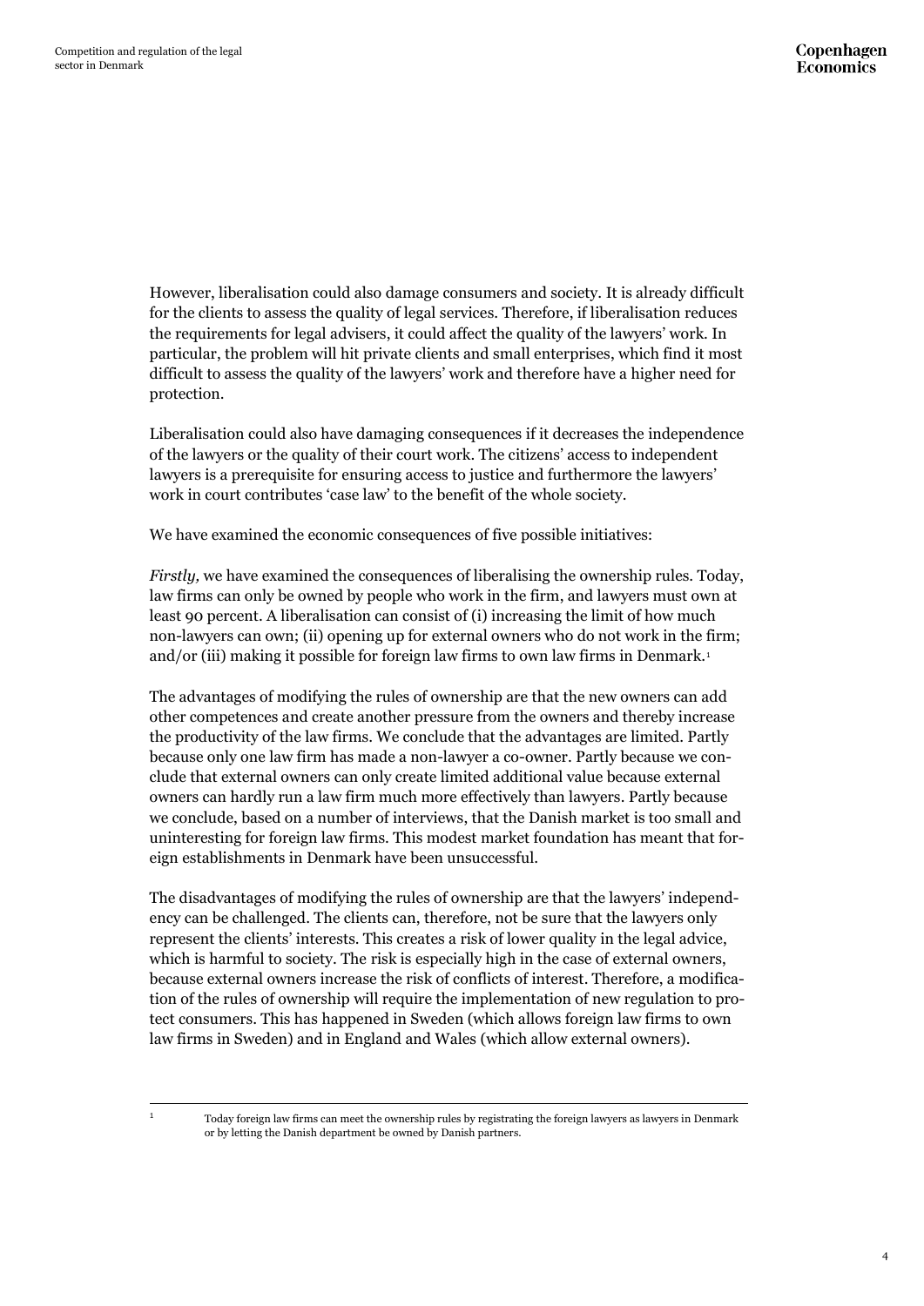However, liberalisation could also damage consumers and society. It is already difficult for the clients to assess the quality of legal services. Therefore, if liberalisation reduces the requirements for legal advisers, it could affect the quality of the lawyers' work. In particular, the problem will hit private clients and small enterprises, which find it most difficult to assess the quality of the lawyers' work and therefore have a higher need for protection.

Liberalisation could also have damaging consequences if it decreases the independence of the lawyers or the quality of their court work. The citizens' access to independent lawyers is a prerequisite for ensuring access to justice and furthermore the lawyers' work in court contributes 'case law' to the benefit of the whole society.

We have examined the economic consequences of five possible initiatives:

*Firstly,* we have examined the consequences of liberalising the ownership rules. Today, law firms can only be owned by people who work in the firm, and lawyers must own at least 90 percent. A liberalisation can consist of (i) increasing the limit of how much non-lawyers can own; (ii) opening up for external owners who do not work in the firm; and/or (iii) making it possible for foreign law firms to own law firms in Denmark.[1]

The advantages of modifying the rules of ownership are that the new owners can add other competences and create another pressure from the owners and thereby increase the productivity of the law firms. We conclude that the advantages are limited. Partly because only one law firm has made a non-lawyer a co-owner. Partly because we conclude that external owners can only create limited additional value because external owners can hardly run a law firm much more effectively than lawyers. Partly because we conclude, based on a number of interviews, that the Danish market is too small and uninteresting for foreign law firms. This modest market foundation has meant that foreign establishments in Denmark have been unsuccessful.

The disadvantages of modifying the rules of ownership are that the lawyers' independency can be challenged. The clients can, therefore, not be sure that the lawyers only represent the clients' interests. This creates a risk of lower quality in the legal advice, which is harmful to society. The risk is especially high in the case of external owners, because external owners increase the risk of conflicts of interest. Therefore, a modification of the rules of ownership will require the implementation of new regulation to protect consumers. This has happened in Sweden (which allows foreign law firms to own law firms in Sweden) and in England and Wales (which allow external owners).

[1] Today foreign law firms can meet the ownership rules by registrating the foreign lawyers as lawyers in Denmark or by letting the Danish department be owned by Danish partners.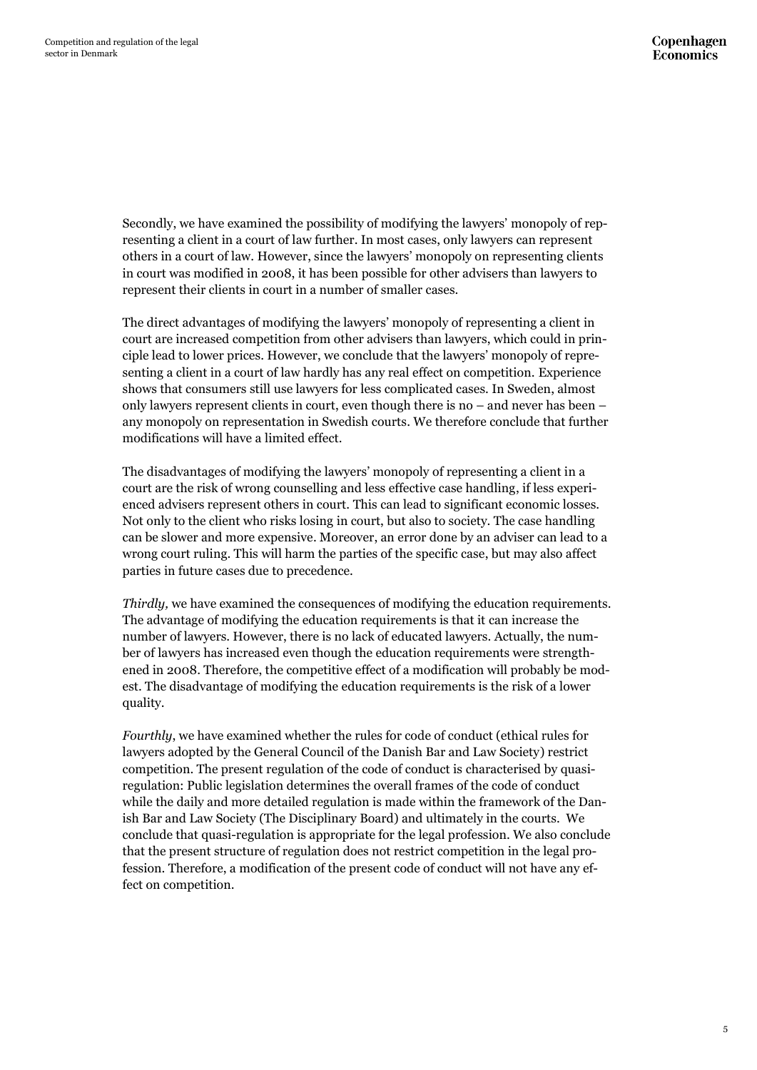Secondly, we have examined the possibility of modifying the lawyers' monopoly of representing a client in a court of law further. In most cases, only lawyers can represent others in a court of law. However, since the lawyers' monopoly on representing clients in court was modified in 2008, it has been possible for other advisers than lawyers to represent their clients in court in a number of smaller cases.

The direct advantages of modifying the lawyers' monopoly of representing a client in court are increased competition from other advisers than lawyers, which could in principle lead to lower prices. However, we conclude that the lawyers' monopoly of representing a client in a court of law hardly has any real effect on competition. Experience shows that consumers still use lawyers for less complicated cases. In Sweden, almost only lawyers represent clients in court, even though there is no – and never has been – any monopoly on representation in Swedish courts. We therefore conclude that further modifications will have a limited effect.

The disadvantages of modifying the lawyers' monopoly of representing a client in a court are the risk of wrong counselling and less effective case handling, if less experienced advisers represent others in court. This can lead to significant economic losses. Not only to the client who risks losing in court, but also to society. The case handling can be slower and more expensive. Moreover, an error done by an adviser can lead to a wrong court ruling. This will harm the parties of the specific case, but may also affect parties in future cases due to precedence.

*Thirdly,* we have examined the consequences of modifying the education requirements. The advantage of modifying the education requirements is that it can increase the number of lawyers. However, there is no lack of educated lawyers. Actually, the number of lawyers has increased even though the education requirements were strengthened in 2008. Therefore, the competitive effect of a modification will probably be modest. The disadvantage of modifying the education requirements is the risk of a lower quality.

*Fourthly*, we have examined whether the rules for code of conduct (ethical rules for lawyers adopted by the General Council of the Danish Bar and Law Society) restrict competition. The present regulation of the code of conduct is characterised by quasi-regulation: Public legislation determines the overall frames of the code of conduct while the daily and more detailed regulation is made within the framework of the Danish Bar and Law Society (The Disciplinary Board) and ultimately in the courts. We conclude that quasi-regulation is appropriate for the legal profession. We also conclude that the present structure of regulation does not restrict competition in the legal profession. Therefore, a modification of the present code of conduct will not have any effect on competition.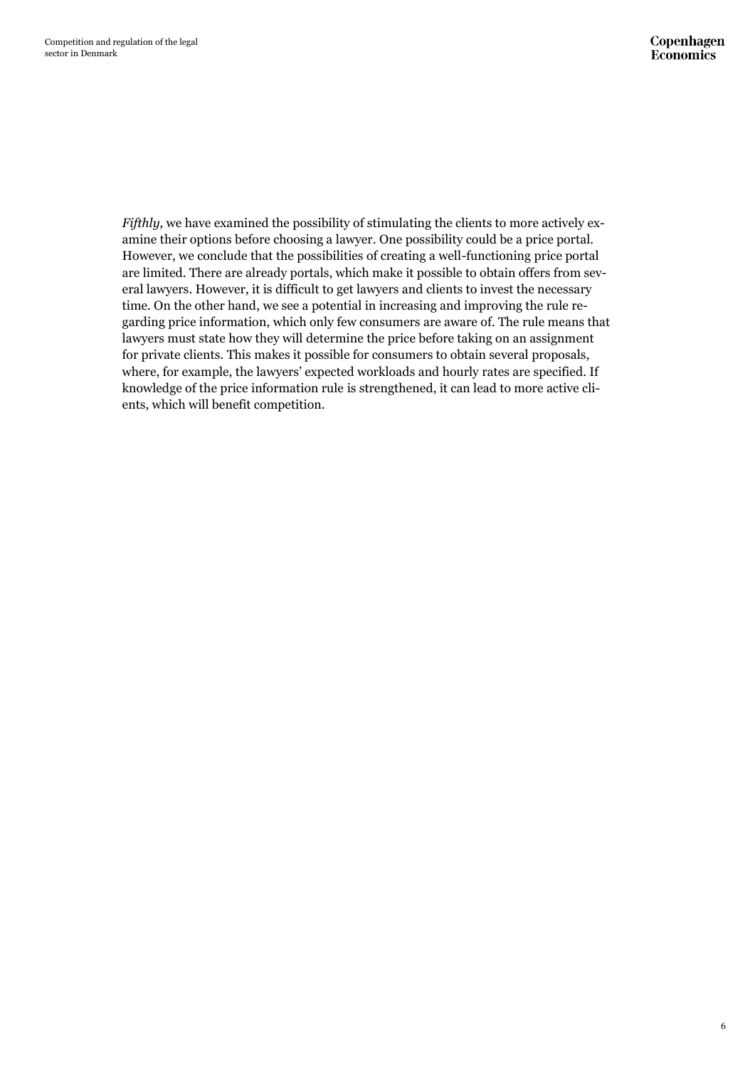*Fifthly,* we have examined the possibility of stimulating the clients to more actively examine their options before choosing a lawyer. One possibility could be a price portal. However, we conclude that the possibilities of creating a well-functioning price portal are limited. There are already portals, which make it possible to obtain offers from several lawyers. However, it is difficult to get lawyers and clients to invest the necessary time. On the other hand, we see a potential in increasing and improving the rule regarding price information, which only few consumers are aware of. The rule means that lawyers must state how they will determine the price before taking on an assignment for private clients. This makes it possible for consumers to obtain several proposals, where, for example, the lawyers' expected workloads and hourly rates are specified. If knowledge of the price information rule is strengthened, it can lead to more active clients, which will benefit competition.